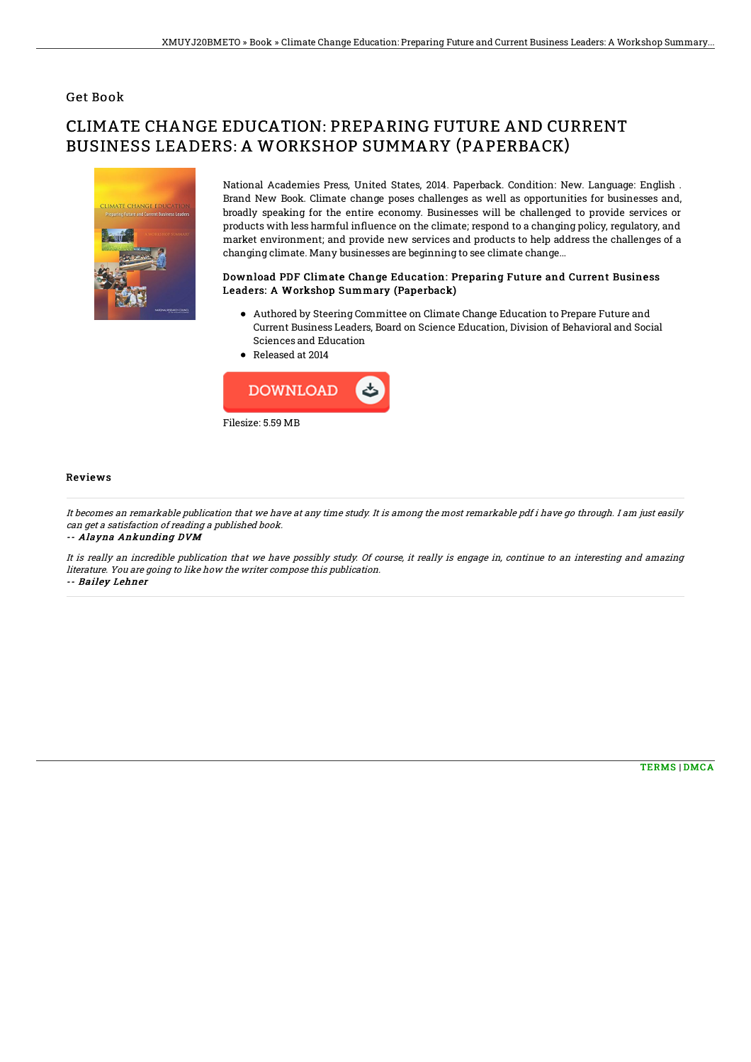## Get Book

# CLIMATE CHANGE EDUCATION: PREPARING FUTURE AND CURRENT BUSINESS LEADERS: A WORKSHOP SUMMARY (PAPERBACK)

National Academies Press, United States, 2014. Paperback. Condition: New. Language: English . Brand New Book. Climate change poses challenges as well as opportunities for businesses and, broadly speaking for the entire economy. Businesses will be challenged to provide services or products with less harmful influence on the climate; respond to a changing policy, regulatory, and market environment; and provide new services and products to help address the challenges of a changing climate. Many businesses are beginning to see climate change...

### Download PDF Climate Change Education: Preparing Future and Current Business Leaders: A Workshop Summary (Paperback)

- Authored by Steering Committee on Climate Change Education to Prepare Future and Current Business Leaders, Board on Science Education, Division of Behavioral and Social Sciences and Education
- Released at 2014

DOWNLOAD

Filesize: 5.59 MB

### Reviews

*It becomes an remarkable publication that we have at any time study. It is among the most remarkable pdf i have go through. I am just easily can get a satisfaction of reading a published book.*

*-- Alayna Ankunding DVM*

*It is really an incredible publication that we have possibly study. Of course, it really is engage in, continue to an interesting and amazing literature. You are going to like how the writer compose this publication.*

*-- Bailey Lehner*

TERMS | DMCA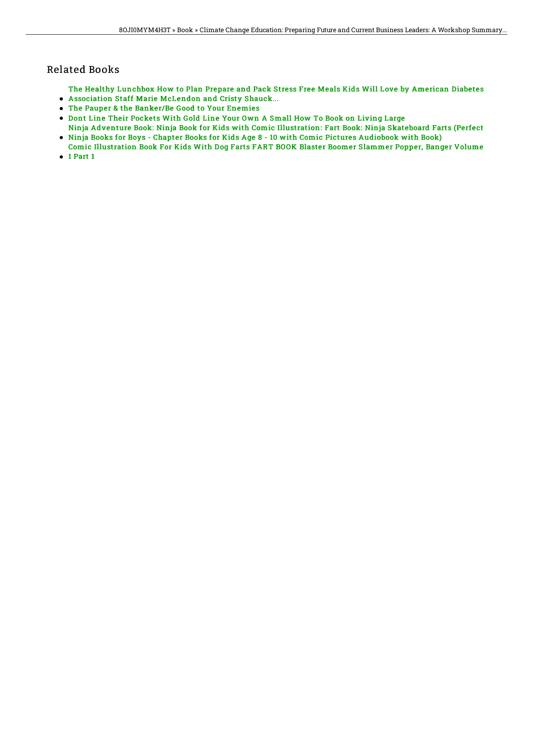## Related Books

- The Healthy Lunchbox How to Plan Prepare and Pack Stress Free Meals Kids Will Love by American Diabetes Association Staff Marie McLendon and Cristy Shauck...
- The Pauper & the Banker/Be Good to Your Enemies
- Dont Line Their Pockets With Gold Line Your Own A Small How To Book on Living Large
- Ninja Adventure Book: Ninja Book for Kids with Comic Illustration: Fart Book: Ninja Skateboard Farts (Perfect Ninja Books for Boys - Chapter Books for Kids Age 8 - 10 with Comic Pictures Audiobook with Book)
- Comic Illustration Book For Kids With Dog Farts FART BOOK Blaster Boomer Slammer Popper, Banger Volume 1 Part 1